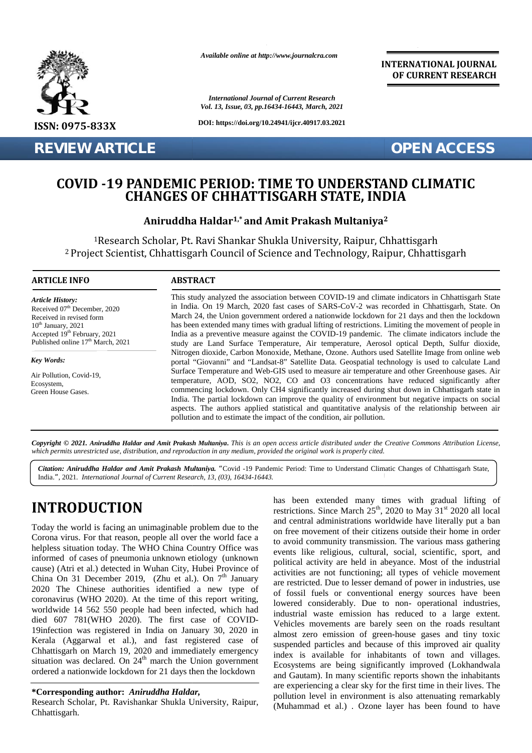*Available online at http://www.journalcra.com*

**INTERNATIONAL JOURNAL OF CURRENT RESEARCH**

*International Journal of Current Research*
*Vol. 13, Issue, 03, pp.16434-16443, March, 2021*

**DOI: https://doi.org/10.24941/ijcr.40917.03.2021**

**ISSN: 0975-833X**

**REVIEW ARTICLE** **OPEN ACCESS**

# COVID -19 PANDEMIC PERIOD: TIME TO UNDERSTAND CLIMATIC CHANGES OF CHHATTISGARH STATE, INDIA

**Aniruddha Haldar[1,*] and Amit Prakash Multaniya[2]**

[1]Research Scholar, Pt. Ravi Shankar Shukla University, Raipur, Chhattisgarh
[2] Project Scientist, Chhattisgarh Council of Science and Technology, Raipur, Chhattisgarh

## ARTICLE INFO

*Article History:*
Received 07th December, 2020
Received in revised form
10th January, 2021
Accepted 19th February, 2021
Published online 17th March, 2021

*Key Words:*

Air Pollution, Covid-19,
Ecosystem,
Green House Gases.

## ABSTRACT

This study analyzed the association between COVID-19 and climate indicators in Chhattisgarh State in India. On 19 March, 2020 fast cases of SARS-CoV-2 was recorded in Chhattisgarh, State. On March 24, the Union government ordered a nationwide lockdown for 21 days and then the lockdown has been extended many times with gradual lifting of restrictions. Limiting the movement of people in India as a preventive measure against the COVID-19 pandemic. The climate indicators include the study are Land Surface Temperature, Air temperature, Aerosol optical Depth, Sulfur dioxide, Nitrogen dioxide, Carbon Monoxide, Methane, Ozone. Authors used Satellite Image from online web portal "Giovanni" and "Landsat-8" Satellite Data. Geospatial technology is used to calculate Land Surface Temperature and Web-GIS used to measure air temperature and other Greenhouse gases. Air temperature, AOD, SO2, NO2, CO and O3 concentrations have reduced significantly after commencing lockdown. Only CH4 significantly increased during shut down in Chhattisgarh state in India. The partial lockdown can improve the quality of environment but negative impacts on social aspects. The authors applied statistical and quantitative analysis of the relationship between air pollution and to estimate the impact of the condition, air pollution.

***Copyright © 2021. Aniruddha Haldar and Amit Prakash Multaniya.*** *This is an open access article distributed under the Creative Commons Attribution License, which permits unrestricted use, distribution, and reproduction in any medium, provided the original work is properly cited.*

***Citation: Aniruddha Haldar and Amit Prakash Multaniya.*** "Covid -19 Pandemic Period: Time to Understand Climatic Changes of Chhattisgarh State, India.", 2021. *International Journal of Current Research, 13, (03), 16434-16443.*

# INTRODUCTION

Today the world is facing an unimaginable problem due to the Corona virus. For that reason, people all over the world face a helpless situation today. The WHO China Country Office was informed of cases of pneumonia unknown etiology (unknown cause) (Atri et al.) detected in Wuhan City, Hubei Province of China On 31 December 2019, (Zhu et al.). On 7th January 2020 The Chinese authorities identified a new type of coronavirus (WHO 2020). At the time of this report writing, worldwide 14 562 550 people had been infected, which had died 607 781(WHO 2020). The first case of COVID-19infection was registered in India on January 30, 2020 in Kerala (Aggarwal et al.), and fast registered case of Chhattisgarh on March 19, 2020 and immediately emergency situation was declared. On 24th march the Union government ordered a nationwide lockdown for 21 days then the lockdown has been extended many times with gradual lifting of restrictions. Since March 25th, 2020 to May 31st 2020 all local and central administrations worldwide have literally put a ban on free movement of their citizens outside their home in order to avoid community transmission. The various mass gathering events like religious, cultural, social, scientific, sport, and political activity are held in abeyance. Most of the industrial activities are not functioning; all types of vehicle movement are restricted. Due to lesser demand of power in industries, use of fossil fuels or conventional energy sources have been lowered considerably. Due to non- operational industries, industrial waste emission has reduced to a large extent. Vehicles movements are barely seen on the roads resultant almost zero emission of green-house gases and tiny toxic suspended particles and because of this improved air quality index is available for inhabitants of town and villages. Ecosystems are being significantly improved (Lokhandwala and Gautam). In many scientific reports shown the inhabitants are experiencing a clear sky for the first time in their lives. The pollution level in environment is also attenuating remarkably (Muhammad et al.) . Ozone layer has been found to have

**\*Corresponding author: *Aniruddha Haldar,***
Research Scholar, Pt. Ravishankar Shukla University, Raipur, Chhattisgarh.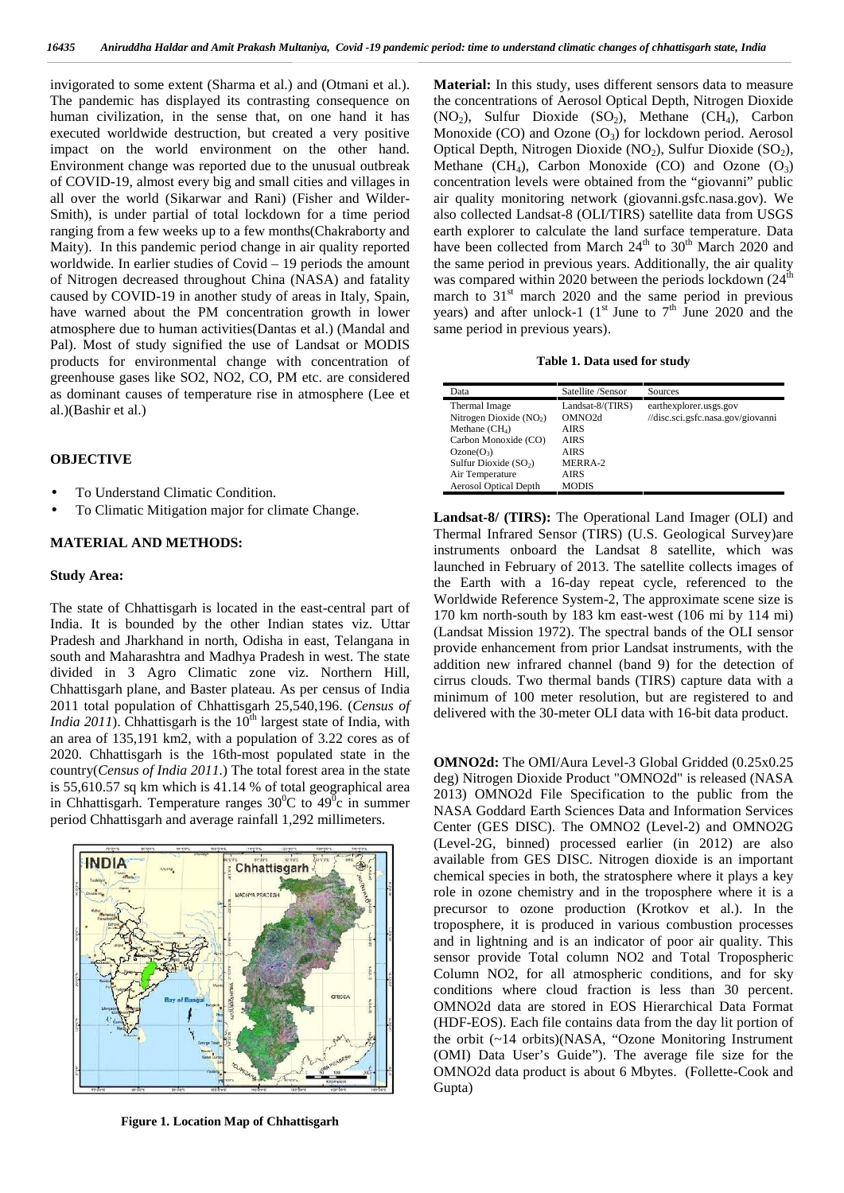invigorated to some extent (Sharma et al.) and (Otmani et al.). The pandemic has displayed its contrasting consequence on human civilization, in the sense that, on one hand it has executed worldwide destruction, but created a very positive impact on the world environment on the other hand. Environment change was reported due to the unusual outbreak of COVID-19, almost every big and small cities and villages in all over the world (Sikarwar and Rani) (Fisher and Wilder-Smith), is under partial of total lockdown for a time period ranging from a few weeks up to a few months(Chakraborty and Maity). In this pandemic period change in air quality reported worldwide. In earlier studies of Covid – 19 periods the amount of Nitrogen decreased throughout China (NASA) and fatality caused by COVID-19 in another study of areas in Italy, Spain, have warned about the PM concentration growth in lower atmosphere due to human activities(Dantas et al.) (Mandal and Pal). Most of study signified the use of Landsat or MODIS products for environmental change with concentration of greenhouse gases like SO2, NO2, CO, PM etc. are considered as dominant causes of temperature rise in atmosphere (Lee et al.)(Bashir et al.)

## OBJECTIVE

- To Understand Climatic Condition.
- To Climatic Mitigation major for climate Change.

## MATERIAL AND METHODS:

### Study Area:

The state of Chhattisgarh is located in the east-central part of India. It is bounded by the other Indian states viz. Uttar Pradesh and Jharkhand in north, Odisha in east, Telangana in south and Maharashtra and Madhya Pradesh in west. The state divided in 3 Agro Climatic zone viz. Northern Hill, Chhattisgarh plane, and Baster plateau. As per census of India 2011 total population of Chhattisgarh 25,540,196. (*Census of India 2011*). Chhattisgarh is the 10th largest state of India, with an area of 135,191 km2, with a population of 3.22 cores as of 2020. Chhattisgarh is the 16th-most populated state in the country(*Census of India 2011*.) The total forest area in the state is 55,610.57 sq km which is 41.14 % of total geographical area in Chhattisgarh. Temperature ranges $30^0$C to $49^0$c in summer period Chhattisgarh and average rainfall 1,292 millimeters.

**Figure 1. Location Map of Chhattisgarh**

**Material:** In this study, uses different sensors data to measure the concentrations of Aerosol Optical Depth, Nitrogen Dioxide ($NO_2$), Sulfur Dioxide ($SO_2$), Methane ($CH_4$), Carbon Monoxide (CO) and Ozone ($O_3$) for lockdown period. Aerosol Optical Depth, Nitrogen Dioxide ($NO_2$), Sulfur Dioxide ($SO_2$), Methane ($CH_4$), Carbon Monoxide (CO) and Ozone ($O_3$) concentration levels were obtained from the "giovanni" public air quality monitoring network (giovanni.gsfc.nasa.gov). We also collected Landsat-8 (OLI/TIRS) satellite data from USGS earth explorer to calculate the land surface temperature. Data have been collected from March 24th to 30th March 2020 and the same period in previous years. Additionally, the air quality was compared within 2020 between the periods lockdown (24th march to 31st march 2020 and the same period in previous years) and after unlock-1 (1st June to 7th June 2020 and the same period in previous years).

**Table 1. Data used for study**

| Data | Satellite /Sensor | Sources |
|---|---|---|
| Thermal Image | Landsat-8/(TIRS) | earthexplorer.usgs.gov |
| Nitrogen Dioxide ($NO_2$) | OMNO2d | //disc.sci.gsfc.nasa.gov/giovanni |
| Methane ($CH_4$) | AIRS | |
| Carbon Monoxide (CO) | AIRS | |
| Ozone($O_3$) | AIRS | |
| Sulfur Dioxide ($SO_2$) | MERRA-2 | |
| Air Temperature | AIRS | |
| Aerosol Optical Depth | MODIS | |

**Landsat-8/ (TIRS):** The Operational Land Imager (OLI) and Thermal Infrared Sensor (TIRS) (U.S. Geological Survey)are instruments onboard the Landsat 8 satellite, which was launched in February of 2013. The satellite collects images of the Earth with a 16-day repeat cycle, referenced to the Worldwide Reference System-2, The approximate scene size is 170 km north-south by 183 km east-west (106 mi by 114 mi) (Landsat Mission 1972). The spectral bands of the OLI sensor provide enhancement from prior Landsat instruments, with the addition new infrared channel (band 9) for the detection of cirrus clouds. Two thermal bands (TIRS) capture data with a minimum of 100 meter resolution, but are registered to and delivered with the 30-meter OLI data with 16-bit data product.

**OMNO2d:** The OMI/Aura Level-3 Global Gridded (0.25x0.25 deg) Nitrogen Dioxide Product "OMNO2d" is released (NASA 2013) OMNO2d File Specification to the public from the NASA Goddard Earth Sciences Data and Information Services Center (GES DISC). The OMNO2 (Level-2) and OMNO2G (Level-2G, binned) processed earlier (in 2012) are also available from GES DISC. Nitrogen dioxide is an important chemical species in both, the stratosphere where it plays a key role in ozone chemistry and in the troposphere where it is a precursor to ozone production (Krotkov et al.). In the troposphere, it is produced in various combustion processes and in lightning and is an indicator of poor air quality. This sensor provide Total column NO2 and Total Tropospheric Column NO2, for all atmospheric conditions, and for sky conditions where cloud fraction is less than 30 percent. OMNO2d data are stored in EOS Hierarchical Data Format (HDF-EOS). Each file contains data from the day lit portion of the orbit (~14 orbits)(NASA, "Ozone Monitoring Instrument (OMI) Data User's Guide"). The average file size for the OMNO2d data product is about 6 Mbytes. (Follette-Cook and Gupta)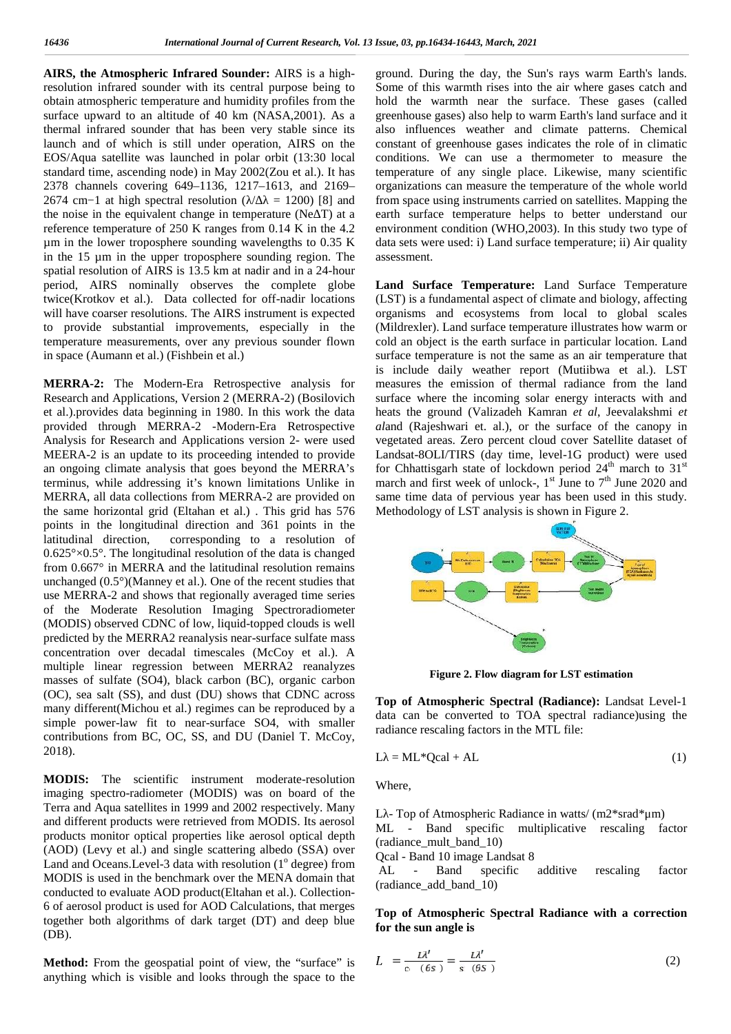**AIRS, the Atmospheric Infrared Sounder:** AIRS is a high-resolution infrared sounder with its central purpose being to obtain atmospheric temperature and humidity profiles from the surface upward to an altitude of 40 km (NASA,2001). As a thermal infrared sounder that has been very stable since its launch and of which is still under operation, AIRS on the EOS/Aqua satellite was launched in polar orbit (13:30 local standard time, ascending node) in May 2002(Zou et al.). It has 2378 channels covering 649–1136, 1217–1613, and 2169–2674 cm−1 at high spectral resolution ($\lambda/\Delta\lambda$ = 1200) [8] and the noise in the equivalent change in temperature (NeΔT) at a reference temperature of 250 K ranges from 0.14 K in the 4.2 µm in the lower troposphere sounding wavelengths to 0.35 K in the 15 µm in the upper troposphere sounding region. The spatial resolution of AIRS is 13.5 km at nadir and in a 24-hour period, AIRS nominally observes the complete globe twice(Krotkov et al.). Data collected for off-nadir locations will have coarser resolutions. The AIRS instrument is expected to provide substantial improvements, especially in the temperature measurements, over any previous sounder flown in space (Aumann et al.) (Fishbein et al.)

**MERRA-2:** The Modern-Era Retrospective analysis for Research and Applications, Version 2 (MERRA-2) (Bosilovich et al.).provides data beginning in 1980. In this work the data provided through MERRA-2 -Modern-Era Retrospective Analysis for Research and Applications version 2- were used MEERA-2 is an update to its proceeding intended to provide an ongoing climate analysis that goes beyond the MERRA's terminus, while addressing it's known limitations Unlike in MERRA, all data collections from MERRA-2 are provided on the same horizontal grid (Eltahan et al.) . This grid has 576 points in the longitudinal direction and 361 points in the latitudinal direction, corresponding to a resolution of 0.625°×0.5°. The longitudinal resolution of the data is changed from 0.667° in MERRA and the latitudinal resolution remains unchanged (0.5°)(Manney et al.). One of the recent studies that use MERRA-2 and shows that regionally averaged time series of the Moderate Resolution Imaging Spectroradiometer (MODIS) observed CDNC of low, liquid-topped clouds is well predicted by the MERRA2 reanalysis near-surface sulfate mass concentration over decadal timescales (McCoy et al.). A multiple linear regression between MERRA2 reanalyzes masses of sulfate (SO4), black carbon (BC), organic carbon (OC), sea salt (SS), and dust (DU) shows that CDNC across many different(Michou et al.) regimes can be reproduced by a simple power-law fit to near-surface SO4, with smaller contributions from BC, OC, SS, and DU (Daniel T. McCoy, 2018).

**MODIS:** The scientific instrument moderate-resolution imaging spectro-radiometer (MODIS) was on board of the Terra and Aqua satellites in 1999 and 2002 respectively. Many and different products were retrieved from MODIS. Its aerosol products monitor optical properties like aerosol optical depth (AOD) (Levy et al.) and single scattering albedo (SSA) over Land and Oceans.Level-3 data with resolution (1° degree) from MODIS is used in the benchmark over the MENA domain that conducted to evaluate AOD product(Eltahan et al.). Collection-6 of aerosol product is used for AOD Calculations, that merges together both algorithms of dark target (DT) and deep blue (DB).

**Method:** From the geospatial point of view, the "surface" is anything which is visible and looks through the space to the ground. During the day, the Sun's rays warm Earth's lands. Some of this warmth rises into the air where gases catch and hold the warmth near the surface. These gases (called greenhouse gases) also help to warm Earth's land surface and it also influences weather and climate patterns. Chemical constant of greenhouse gases indicates the role of in climatic conditions. We can use a thermometer to measure the temperature of any single place. Likewise, many scientific organizations can measure the temperature of the whole world from space using instruments carried on satellites. Mapping the earth surface temperature helps to better understand our environment condition (WHO,2003). In this study two type of data sets were used: i) Land surface temperature; ii) Air quality assessment.

**Land Surface Temperature:** Land Surface Temperature (LST) is a fundamental aspect of climate and biology, affecting organisms and ecosystems from local to global scales (Mildrexler). Land surface temperature illustrates how warm or cold an object is the earth surface in particular location. Land surface temperature is not the same as an air temperature that is include daily weather report (Mutiibwa et al.). LST measures the emission of thermal radiance from the land surface where the incoming solar energy interacts with and heats the ground (Valizadeh Kamran *et al*, Jeevalakshmi *et al*and (Rajeshwari et. al.), or the surface of the canopy in vegetated areas. Zero percent cloud cover Satellite dataset of Landsat-8OLI/TIRS (day time, level-1G product) were used for Chhattisgarh state of lockdown period 24th march to 31st march and first week of unlock-, 1st June to 7th June 2020 and same time data of pervious year has been used in this study. Methodology of LST analysis is shown in Figure 2.

**Figure 2. Flow diagram for LST estimation**

**Top of Atmospheric Spectral (Radiance):** Landsat Level-1 data can be converted to TOA spectral radiance)using the radiance rescaling factors in the MTL file:

$$L\lambda = ML*Qcal + AL \tag{1}$$

Where,

Lλ- Top of Atmospheric Radiance in watts/ (m2*srad*µm)
ML - Band specific multiplicative rescaling factor (radiance_mult_band_10)
Qcal - Band 10 image Landsat 8
AL - Band specific additive rescaling factor (radiance_add_band_10)

**Top of Atmospheric Spectral Radiance with a correction for the sun angle is**

$$L = \frac{L\lambda'}{c\ (\theta s\ )} = \frac{L\lambda'}{s\ (\theta S\ )} \tag{2}$$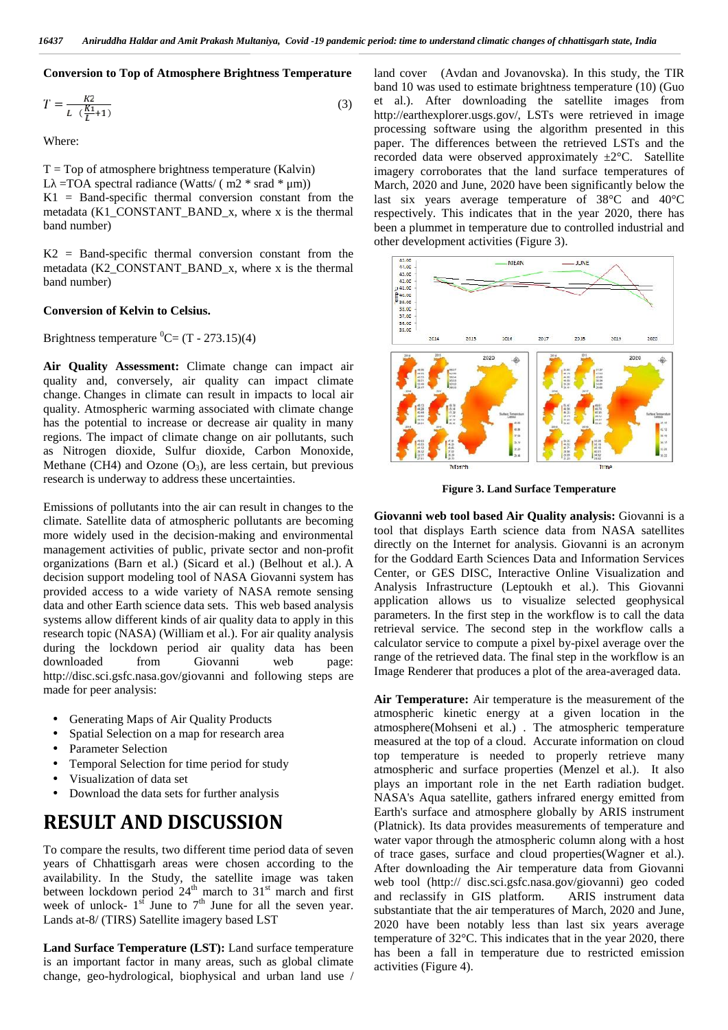**Conversion to Top of Atmosphere Brightness Temperature**

$$T = \frac{K2}{L\ (\frac{K1}{L}+1)} \quad (3)$$

Where:

T = Top of atmosphere brightness temperature (Kalvin)
Lλ =TOA spectral radiance (Watts/ ( m2 * srad * μm))
K1 = Band-specific thermal conversion constant from the metadata (K1_CONSTANT_BAND_x, where x is the thermal band number)

K2 = Band-specific thermal conversion constant from the metadata (K2_CONSTANT_BAND_x, where x is the thermal band number)

**Conversion of Kelvin to Celsius.**

Brightness temperature $^0$C= (T - 273.15)(4)

**Air Quality Assessment:** Climate change can impact air quality and, conversely, air quality can impact climate change. Changes in climate can result in impacts to local air quality. Atmospheric warming associated with climate change has the potential to increase or decrease air quality in many regions. The impact of climate change on air pollutants, such as Nitrogen dioxide, Sulfur dioxide, Carbon Monoxide, Methane (CH4) and Ozone ($O_3$), are less certain, but previous research is underway to address these uncertainties.

Emissions of pollutants into the air can result in changes to the climate. Satellite data of atmospheric pollutants are becoming more widely used in the decision-making and environmental management activities of public, private sector and non-profit organizations (Barn et al.) (Sicard et al.) (Belhout et al.). A decision support modeling tool of NASA Giovanni system has provided access to a wide variety of NASA remote sensing data and other Earth science data sets. This web based analysis systems allow different kinds of air quality data to apply in this research topic (NASA) (William et al.). For air quality analysis during the lockdown period air quality data has been downloaded from Giovanni web page: http://disc.sci.gsfc.nasa.gov/giovanni and following steps are made for peer analysis:

- Generating Maps of Air Quality Products
- Spatial Selection on a map for research area
- Parameter Selection
- Temporal Selection for time period for study
- Visualization of data set
- Download the data sets for further analysis

# RESULT AND DISCUSSION

To compare the results, two different time period data of seven years of Chhattisgarh areas were chosen according to the availability. In the Study, the satellite image was taken between lockdown period 24$^{th}$ march to 31$^{st}$ march and first week of unlock- 1$^{st}$ June to 7$^{th}$ June for all the seven year. Lands at-8/ (TIRS) Satellite imagery based LST

**Land Surface Temperature (LST):** Land surface temperature is an important factor in many areas, such as global climate change, geo-hydrological, biophysical and urban land use / land cover (Avdan and Jovanovska). In this study, the TIR band 10 was used to estimate brightness temperature (10) (Guo et al.). After downloading the satellite images from http://earthexplorer.usgs.gov/, LSTs were retrieved in image processing software using the algorithm presented in this paper. The differences between the retrieved LSTs and the recorded data were observed approximately ±2°C. Satellite imagery corroborates that the land surface temperatures of March, 2020 and June, 2020 have been significantly below the last six years average temperature of 38°C and 40°C respectively. This indicates that in the year 2020, there has been a plummet in temperature due to controlled industrial and other development activities (Figure 3).

**Figure 3. Land Surface Temperature**

**Giovanni web tool based Air Quality analysis:** Giovanni is a tool that displays Earth science data from NASA satellites directly on the Internet for analysis. Giovanni is an acronym for the Goddard Earth Sciences Data and Information Services Center, or GES DISC, Interactive Online Visualization and Analysis Infrastructure (Leptoukh et al.). This Giovanni application allows us to visualize selected geophysical parameters. In the first step in the workflow is to call the data retrieval service. The second step in the workflow calls a calculator service to compute a pixel by-pixel average over the range of the retrieved data. The final step in the workflow is an Image Renderer that produces a plot of the area-averaged data.

**Air Temperature:** Air temperature is the measurement of the atmospheric kinetic energy at a given location in the atmosphere(Mohseni et al.) . The atmospheric temperature measured at the top of a cloud. Accurate information on cloud top temperature is needed to properly retrieve many atmospheric and surface properties (Menzel et al.). It also plays an important role in the net Earth radiation budget. NASA's Aqua satellite, gathers infrared energy emitted from Earth's surface and atmosphere globally by ARIS instrument (Platnick). Its data provides measurements of temperature and water vapor through the atmospheric column along with a host of trace gases, surface and cloud properties(Wagner et al.). After downloading the Air temperature data from Giovanni web tool (http:// disc.sci.gsfc.nasa.gov/giovanni) geo coded and reclassify in GIS platform. ARIS instrument data substantiate that the air temperatures of March, 2020 and June, 2020 have been notably less than last six years average temperature of 32°C. This indicates that in the year 2020, there has been a fall in temperature due to restricted emission activities (Figure 4).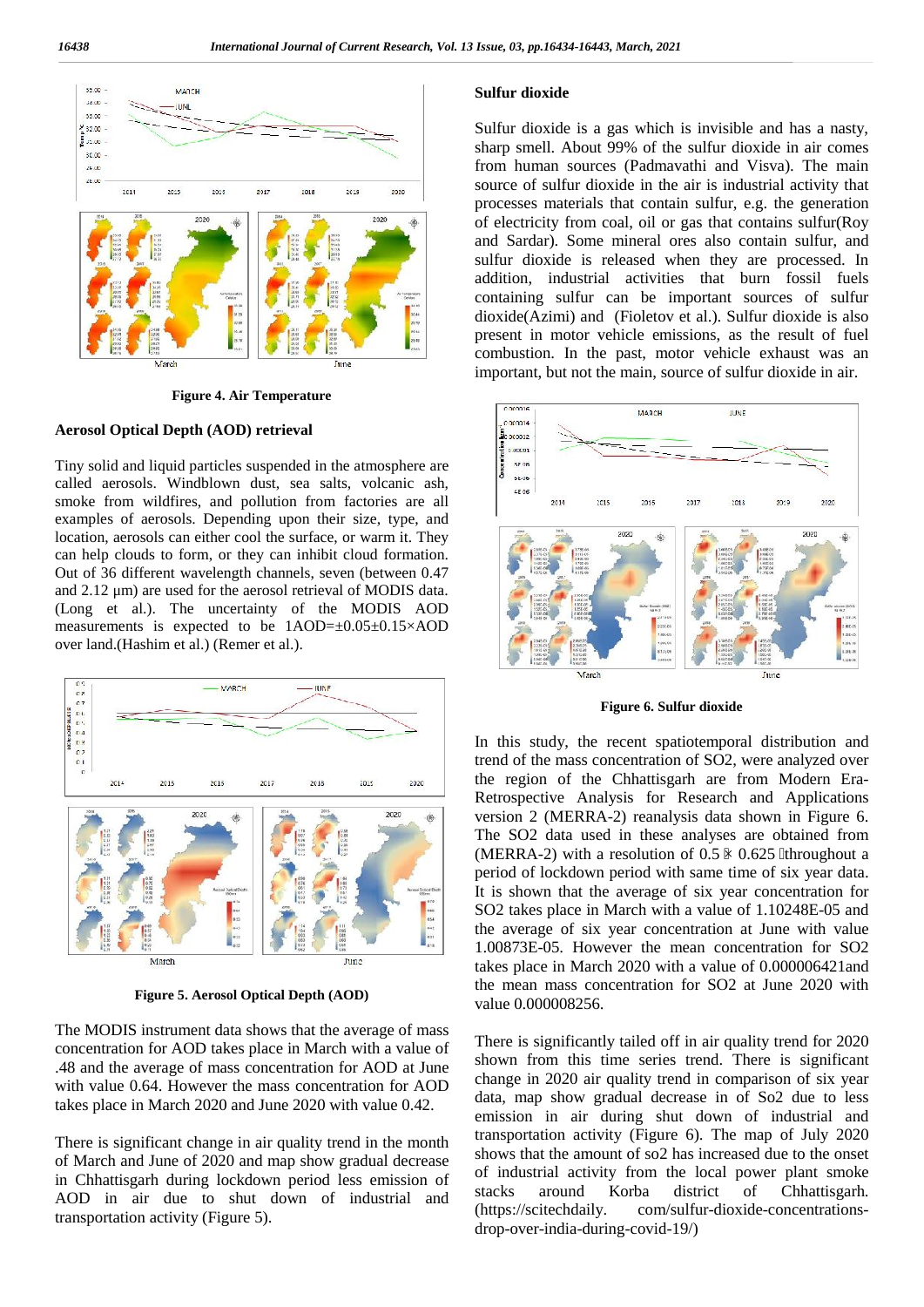Figure 4. Air Temperature

## Aerosol Optical Depth (AOD) retrieval

Tiny solid and liquid particles suspended in the atmosphere are called aerosols. Windblown dust, sea salts, volcanic ash, smoke from wildfires, and pollution from factories are all examples of aerosols. Depending upon their size, type, and location, aerosols can either cool the surface, or warm it. They can help clouds to form, or they can inhibit cloud formation. Out of 36 different wavelength channels, seven (between 0.47 and 2.12 µm) are used for the aerosol retrieval of MODIS data. (Long et al.). The uncertainty of the MODIS AOD measurements is expected to be 1AOD=±0.05±0.15×AOD over land.(Hashim et al.) (Remer et al.).

Figure 5. Aerosol Optical Depth (AOD)

The MODIS instrument data shows that the average of mass concentration for AOD takes place in March with a value of .48 and the average of mass concentration for AOD at June with value 0.64. However the mass concentration for AOD takes place in March 2020 and June 2020 with value 0.42.

There is significant change in air quality trend in the month of March and June of 2020 and map show gradual decrease in Chhattisgarh during lockdown period less emission of AOD in air due to shut down of industrial and transportation activity (Figure 5).

## Sulfur dioxide

Sulfur dioxide is a gas which is invisible and has a nasty, sharp smell. About 99% of the sulfur dioxide in air comes from human sources (Padmavathi and Visva). The main source of sulfur dioxide in the air is industrial activity that processes materials that contain sulfur, e.g. the generation of electricity from coal, oil or gas that contains sulfur(Roy and Sardar). Some mineral ores also contain sulfur, and sulfur dioxide is released when they are processed. In addition, industrial activities that burn fossil fuels containing sulfur can be important sources of sulfur dioxide(Azimi) and (Fioletov et al.). Sulfur dioxide is also present in motor vehicle emissions, as the result of fuel combustion. In the past, motor vehicle exhaust was an important, but not the main, source of sulfur dioxide in air.

Figure 6. Sulfur dioxide

In this study, the recent spatiotemporal distribution and trend of the mass concentration of SO2, were analyzed over the region of the Chhattisgarh are from Modern Era-Retrospective Analysis for Research and Applications version 2 (MERRA-2) reanalysis data shown in Figure 6. The SO2 data used in these analyses are obtained from (MERRA-2) with a resolution of 0.5 × 0.625 throughout a period of lockdown period with same time of six year data. It is shown that the average of six year concentration for SO2 takes place in March with a value of 1.10248E-05 and the average of six year concentration at June with value 1.00873E-05. However the mean concentration for SO2 takes place in March 2020 with a value of 0.000006421and the mean mass concentration for SO2 at June 2020 with value 0.000008256.

There is significantly tailed off in air quality trend for 2020 shown from this time series trend. There is significant change in 2020 air quality trend in comparison of six year data, map show gradual decrease in So2 due to less emission in air during shut down of industrial and transportation activity (Figure 6). The map of July 2020 shows that the amount of so2 has increased due to the onset of industrial activity from the local power plant smoke stacks around Korba district of Chhattisgarh. (https://scitechdaily. com/sulfur-dioxide-concentrations-drop-over-india-during-covid-19/)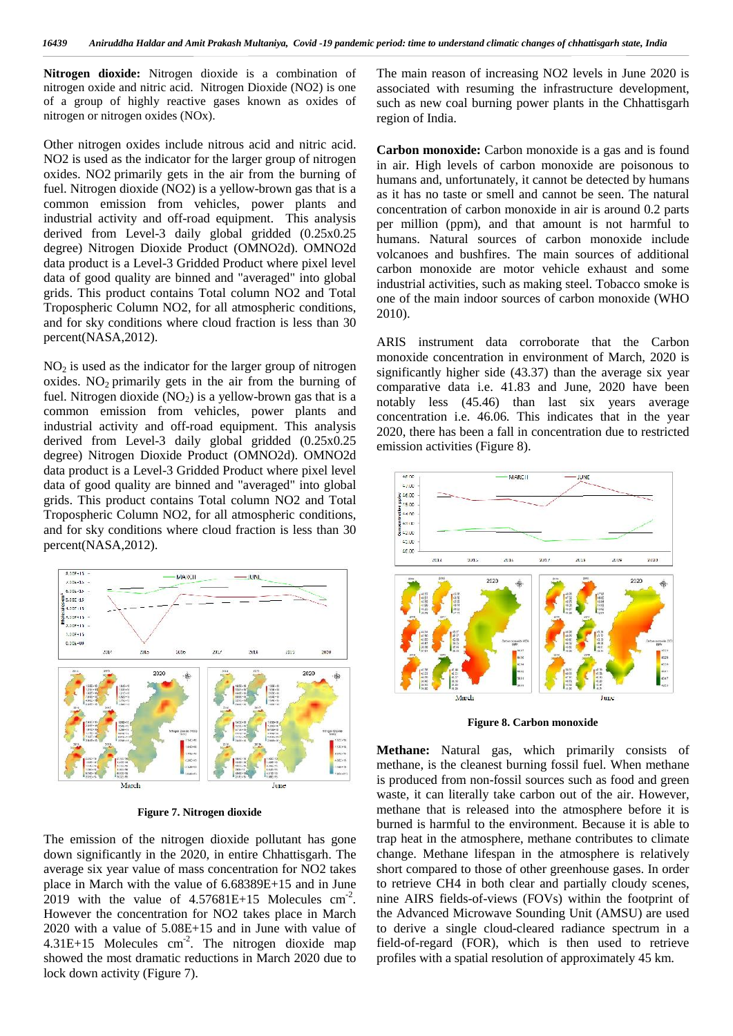**Nitrogen dioxide:** Nitrogen dioxide is a combination of nitrogen oxide and nitric acid. Nitrogen Dioxide (NO2) is one of a group of highly reactive gases known as oxides of nitrogen or nitrogen oxides (NOx).

Other nitrogen oxides include nitrous acid and nitric acid. NO2 is used as the indicator for the larger group of nitrogen oxides. NO2 primarily gets in the air from the burning of fuel. Nitrogen dioxide (NO2) is a yellow-brown gas that is a common emission from vehicles, power plants and industrial activity and off-road equipment. This analysis derived from Level-3 daily global gridded (0.25x0.25 degree) Nitrogen Dioxide Product (OMNO2d). OMNO2d data product is a Level-3 Gridded Product where pixel level data of good quality are binned and "averaged" into global grids. This product contains Total column NO2 and Total Tropospheric Column NO2, for all atmospheric conditions, and for sky conditions where cloud fraction is less than 30 percent(NASA,2012).

$NO_2$ is used as the indicator for the larger group of nitrogen oxides. $NO_2$ primarily gets in the air from the burning of fuel. Nitrogen dioxide ($NO_2$) is a yellow-brown gas that is a common emission from vehicles, power plants and industrial activity and off-road equipment. This analysis derived from Level-3 daily global gridded (0.25x0.25 degree) Nitrogen Dioxide Product (OMNO2d). OMNO2d data product is a Level-3 Gridded Product where pixel level data of good quality are binned and "averaged" into global grids. This product contains Total column NO2 and Total Tropospheric Column NO2, for all atmospheric conditions, and for sky conditions where cloud fraction is less than 30 percent(NASA,2012).

**Figure 7. Nitrogen dioxide**

The emission of the nitrogen dioxide pollutant has gone down significantly in the 2020, in entire Chhattisgarh. The average six year value of mass concentration for NO2 takes place in March with the value of 6.68389E+15 and in June 2019 with the value of 4.57681E+15 Molecules cm$^{-2}$. However the concentration for NO2 takes place in March 2020 with a value of 5.08E+15 and in June with value of 4.31E+15 Molecules cm$^{-2}$. The nitrogen dioxide map showed the most dramatic reductions in March 2020 due to lock down activity (Figure 7).

The main reason of increasing NO2 levels in June 2020 is associated with resuming the infrastructure development, such as new coal burning power plants in the Chhattisgarh region of India.

**Carbon monoxide:** Carbon monoxide is a gas and is found in air. High levels of carbon monoxide are poisonous to humans and, unfortunately, it cannot be detected by humans as it has no taste or smell and cannot be seen. The natural concentration of carbon monoxide in air is around 0.2 parts per million (ppm), and that amount is not harmful to humans. Natural sources of carbon monoxide include volcanoes and bushfires. The main sources of additional carbon monoxide are motor vehicle exhaust and some industrial activities, such as making steel. Tobacco smoke is one of the main indoor sources of carbon monoxide (WHO 2010).

ARIS instrument data corroborate that the Carbon monoxide concentration in environment of March, 2020 is significantly higher side (43.37) than the average six year comparative data i.e. 41.83 and June, 2020 have been notably less (45.46) than last six years average concentration i.e. 46.06. This indicates that in the year 2020, there has been a fall in concentration due to restricted emission activities (Figure 8).

**Figure 8. Carbon monoxide**

**Methane:** Natural gas, which primarily consists of methane, is the cleanest burning fossil fuel. When methane is produced from non-fossil sources such as food and green waste, it can literally take carbon out of the air. However, methane that is released into the atmosphere before it is burned is harmful to the environment. Because it is able to trap heat in the atmosphere, methane contributes to climate change. Methane lifespan in the atmosphere is relatively short compared to those of other greenhouse gases. In order to retrieve CH4 in both clear and partially cloudy scenes, nine AIRS fields-of-views (FOVs) within the footprint of the Advanced Microwave Sounding Unit (AMSU) are used to derive a single cloud-cleared radiance spectrum in a field-of-regard (FOR), which is then used to retrieve profiles with a spatial resolution of approximately 45 km.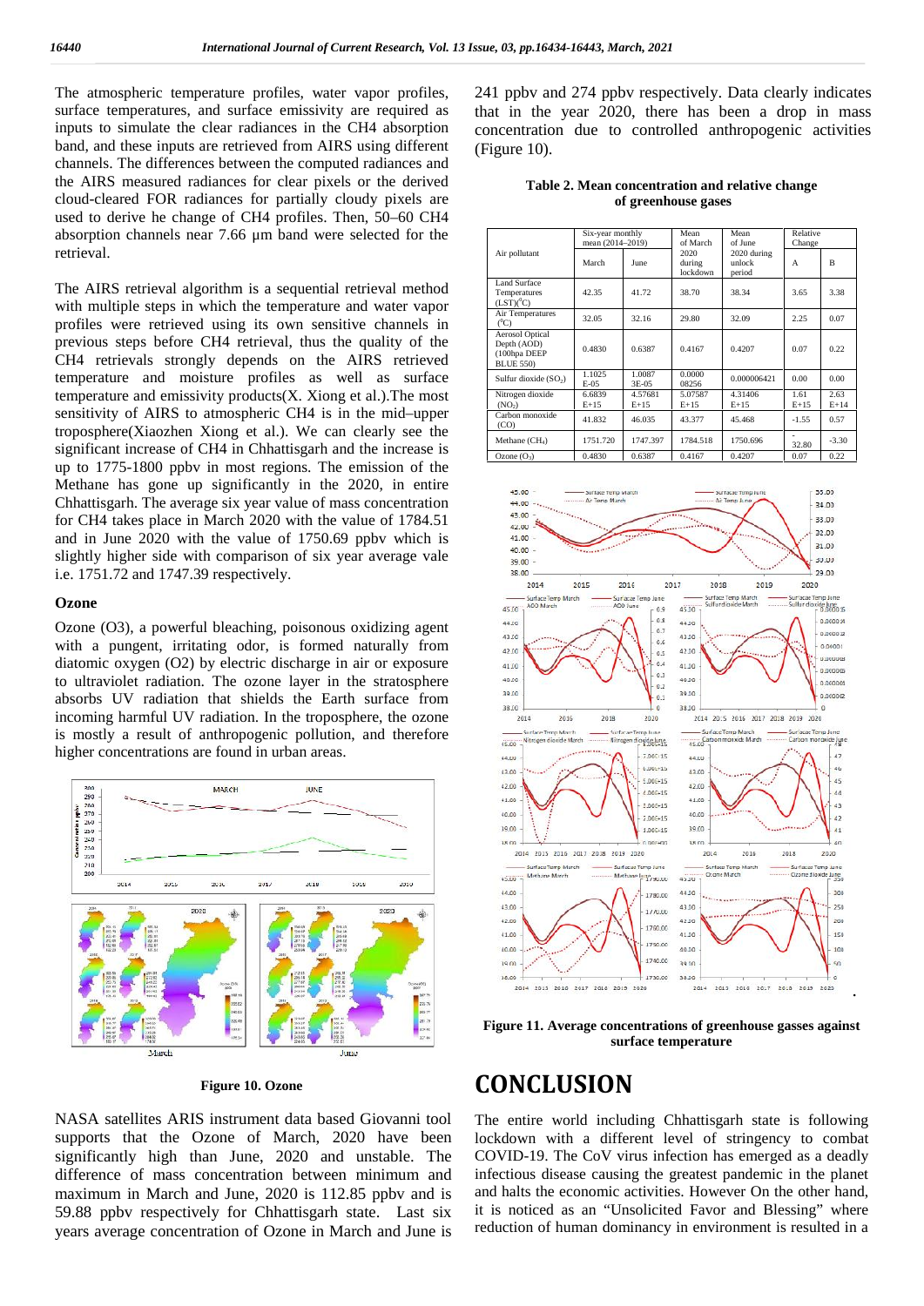The atmospheric temperature profiles, water vapor profiles, surface temperatures, and surface emissivity are required as inputs to simulate the clear radiances in the CH4 absorption band, and these inputs are retrieved from AIRS using different channels. The differences between the computed radiances and the AIRS measured radiances for clear pixels or the derived cloud-cleared FOR radiances for partially cloudy pixels are used to derive he change of CH4 profiles. Then, 50–60 CH4 absorption channels near 7.66 μm band were selected for the retrieval.

The AIRS retrieval algorithm is a sequential retrieval method with multiple steps in which the temperature and water vapor profiles were retrieved using its own sensitive channels in previous steps before CH4 retrieval, thus the quality of the CH4 retrievals strongly depends on the AIRS retrieved temperature and moisture profiles as well as surface temperature and emissivity products(X. Xiong et al.).The most sensitivity of AIRS to atmospheric CH4 is in the mid–upper troposphere(Xiaozhen Xiong et al.). We can clearly see the significant increase of CH4 in Chhattisgarh and the increase is up to 1775-1800 ppbv in most regions. The emission of the Methane has gone up significantly in the 2020, in entire Chhattisgarh. The average six year value of mass concentration for CH4 takes place in March 2020 with the value of 1784.51 and in June 2020 with the value of 1750.69 ppbv which is slightly higher side with comparison of six year average vale i.e. 1751.72 and 1747.39 respectively.

### Ozone

Ozone (O3), a powerful bleaching, poisonous oxidizing agent with a pungent, irritating odor, is formed naturally from diatomic oxygen (O2) by electric discharge in air or exposure to ultraviolet radiation. The ozone layer in the stratosphere absorbs UV radiation that shields the Earth surface from incoming harmful UV radiation. In the troposphere, the ozone is mostly a result of anthropogenic pollution, and therefore higher concentrations are found in urban areas.

**Figure 10. Ozone**

NASA satellites ARIS instrument data based Giovanni tool supports that the Ozone of March, 2020 have been significantly high than June, 2020 and unstable. The difference of mass concentration between minimum and maximum in March and June, 2020 is 112.85 ppbv and is 59.88 ppbv respectively for Chhattisgarh state. Last six years average concentration of Ozone in March and June is 241 ppbv and 274 ppbv respectively. Data clearly indicates that in the year 2020, there has been a drop in mass concentration due to controlled anthropogenic activities (Figure 10).

**Table 2. Mean concentration and relative change of greenhouse gases**

| Air pollutant | Six-year monthly mean (2014–2019) | | Mean of March 2020 during lockdown | Mean of June 2020 during unlock period | Relative Change | |
|---|---|---|---|---|---|---|
| | March | June | | | A | B |
| Land Surface Temperatures (LST)(°C) | 42.35 | 41.72 | 38.70 | 38.34 | 3.65 | 3.38 |
| Air Temperatures (°C) | 32.05 | 32.16 | 29.80 | 32.09 | 2.25 | 0.07 |
| Aerosol Optical Depth (AOD) (100hpa DEEP BLUE 550) | 0.4830 | 0.6387 | 0.4167 | 0.4207 | 0.07 | 0.22 |
| Sulfur dioxide ($SO_2$) | 1.1025 E-05 | 1.0087 3E-05 | 0.0000 08256 | 0.000006421 | 0.00 | 0.00 |
| Nitrogen dioxide ($NO_2$) | 6.6839 E+15 | 4.57681 E+15 | 5.07587 E+15 | 4.31406 E+15 | 1.61 E+15 | 2.63 E+14 |
| Carbon monoxide (CO) | 41.832 | 46.035 | 43.377 | 45.468 | -1.55 | 0.57 |
| Methane ($CH_4$) | 1751.720 | 1747.397 | 1784.518 | 1750.696 | -32.80 | -3.30 |
| Ozone ($O_3$) | 0.4830 | 0.6387 | 0.4167 | 0.4207 | 0.07 | 0.22 |

**Figure 11. Average concentrations of greenhouse gasses against surface temperature**

# CONCLUSION

The entire world including Chhattisgarh state is following lockdown with a different level of stringency to combat COVID-19. The CoV virus infection has emerged as a deadly infectious disease causing the greatest pandemic in the planet and halts the economic activities. However On the other hand, it is noticed as an "Unsolicited Favor and Blessing" where reduction of human dominancy in environment is resulted in a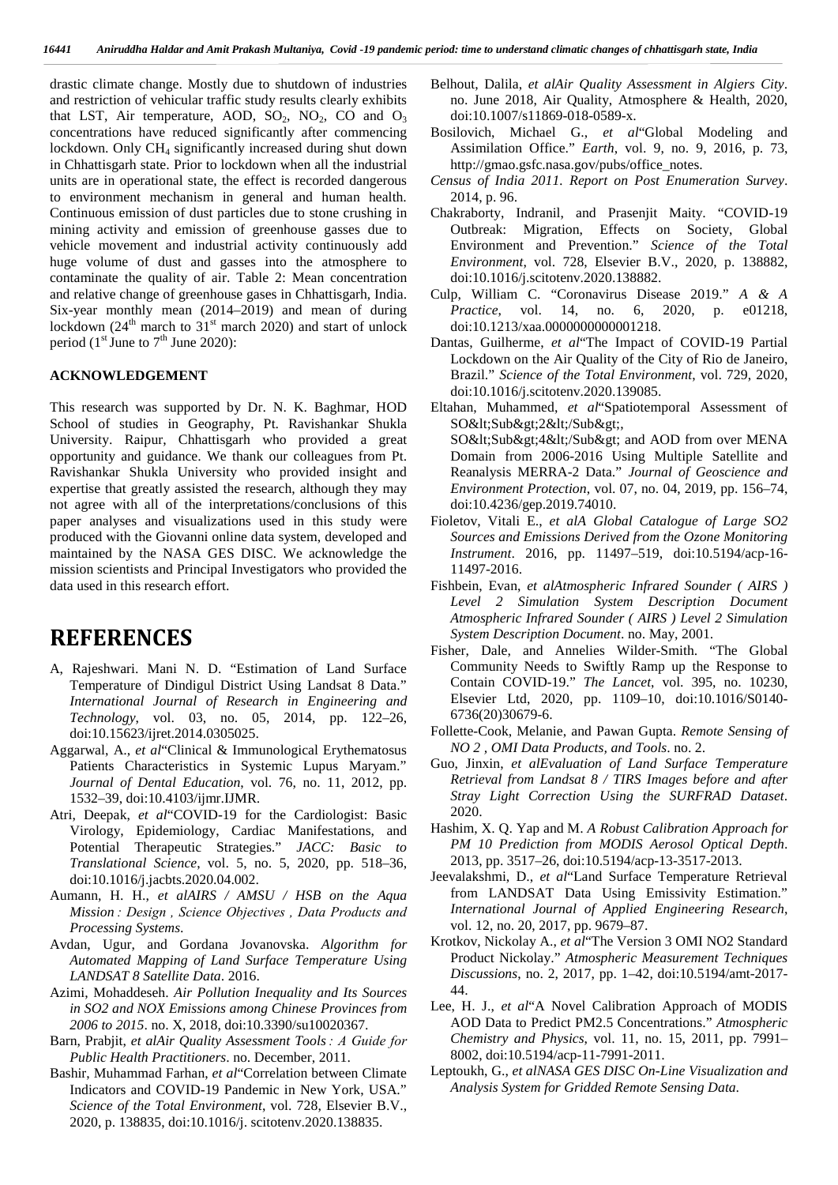drastic climate change. Mostly due to shutdown of industries and restriction of vehicular traffic study results clearly exhibits that LST, Air temperature, AOD, $SO_2$, $NO_2$, CO and $O_3$ concentrations have reduced significantly after commencing lockdown. Only $CH_4$ significantly increased during shut down in Chhattisgarh state. Prior to lockdown when all the industrial units are in operational state, the effect is recorded dangerous to environment mechanism in general and human health. Continuous emission of dust particles due to stone crushing in mining activity and emission of greenhouse gasses due to vehicle movement and industrial activity continuously add huge volume of dust and gasses into the atmosphere to contaminate the quality of air. Table 2: Mean concentration and relative change of greenhouse gases in Chhattisgarh, India. Six-year monthly mean (2014–2019) and mean of during lockdown (24th march to 31st march 2020) and start of unlock period (1st June to 7th June 2020):

## ACKNOWLEDGEMENT

This research was supported by Dr. N. K. Baghmar, HOD School of studies in Geography, Pt. Ravishankar Shukla University. Raipur, Chhattisgarh who provided a great opportunity and guidance. We thank our colleagues from Pt. Ravishankar Shukla University who provided insight and expertise that greatly assisted the research, although they may not agree with all of the interpretations/conclusions of this paper analyses and visualizations used in this study were produced with the Giovanni online data system, developed and maintained by the NASA GES DISC. We acknowledge the mission scientists and Principal Investigators who provided the data used in this research effort.

# REFERENCES

- A, Rajeshwari. Mani N. D. "Estimation of Land Surface Temperature of Dindigul District Using Landsat 8 Data." *International Journal of Research in Engineering and Technology*, vol. 03, no. 05, 2014, pp. 122–26, doi:10.15623/ijret.2014.0305025.
- Aggarwal, A., *et al*"Clinical & Immunological Erythematosus Patients Characteristics in Systemic Lupus Maryam." *Journal of Dental Education*, vol. 76, no. 11, 2012, pp. 1532–39, doi:10.4103/ijmr.IJMR.
- Atri, Deepak, *et al*"COVID-19 for the Cardiologist: Basic Virology, Epidemiology, Cardiac Manifestations, and Potential Therapeutic Strategies." *JACC: Basic to Translational Science*, vol. 5, no. 5, 2020, pp. 518–36, doi:10.1016/j.jacbts.2020.04.002.
- Aumann, H. H., *et alAIRS / AMSU / HSB on the Aqua Mission : Design , Science Objectives , Data Products and Processing Systems*.
- Avdan, Ugur, and Gordana Jovanovska. *Algorithm for Automated Mapping of Land Surface Temperature Using LANDSAT 8 Satellite Data*. 2016.
- Azimi, Mohaddeseh. *Air Pollution Inequality and Its Sources in SO2 and NOX Emissions among Chinese Provinces from 2006 to 2015*. no. X, 2018, doi:10.3390/su10020367.
- Barn, Prabjit, *et alAir Quality Assessment Tools : A Guide for Public Health Practitioners*. no. December, 2011.
- Bashir, Muhammad Farhan, *et al*"Correlation between Climate Indicators and COVID-19 Pandemic in New York, USA." *Science of the Total Environment*, vol. 728, Elsevier B.V., 2020, p. 138835, doi:10.1016/j. scitotenv.2020.138835.
- Belhout, Dalila, *et alAir Quality Assessment in Algiers City*. no. June 2018, Air Quality, Atmosphere & Health, 2020, doi:10.1007/s11869-018-0589-x.
- Bosilovich, Michael G., *et al*"Global Modeling and Assimilation Office." *Earth*, vol. 9, no. 9, 2016, p. 73, http://gmao.gsfc.nasa.gov/pubs/office_notes.
- *Census of India 2011. Report on Post Enumeration Survey*. 2014, p. 96.
- Chakraborty, Indranil, and Prasenjit Maity. "COVID-19 Outbreak: Migration, Effects on Society, Global Environment and Prevention." *Science of the Total Environment*, vol. 728, Elsevier B.V., 2020, p. 138882, doi:10.1016/j.scitotenv.2020.138882.
- Culp, William C. "Coronavirus Disease 2019." *A & A Practice*, vol. 14, no. 6, 2020, p. e01218, doi:10.1213/xaa.0000000000001218.
- Dantas, Guilherme, *et al*"The Impact of COVID-19 Partial Lockdown on the Air Quality of the City of Rio de Janeiro, Brazil." *Science of the Total Environment*, vol. 729, 2020, doi:10.1016/j.scitotenv.2020.139085.
- Eltahan, Muhammed, *et al*"Spatiotemporal Assessment of SO&lt;Sub&gt;2&lt;/Sub&gt;, SO&lt;Sub&gt;4&lt;/Sub&gt; and AOD from over MENA Domain from 2006-2016 Using Multiple Satellite and Reanalysis MERRA-2 Data." *Journal of Geoscience and Environment Protection*, vol. 07, no. 04, 2019, pp. 156–74, doi:10.4236/gep.2019.74010.
- Fioletov, Vitali E., *et alA Global Catalogue of Large SO2 Sources and Emissions Derived from the Ozone Monitoring Instrument*. 2016, pp. 11497–519, doi:10.5194/acp-16-11497-2016.
- Fishbein, Evan, *et alAtmospheric Infrared Sounder ( AIRS ) Level 2 Simulation System Description Document Atmospheric Infrared Sounder ( AIRS ) Level 2 Simulation System Description Document*. no. May, 2001.
- Fisher, Dale, and Annelies Wilder-Smith. "The Global Community Needs to Swiftly Ramp up the Response to Contain COVID-19." *The Lancet*, vol. 395, no. 10230, Elsevier Ltd, 2020, pp. 1109–10, doi:10.1016/S0140-6736(20)30679-6.
- Follette-Cook, Melanie, and Pawan Gupta. *Remote Sensing of NO 2 , OMI Data Products, and Tools*. no. 2.
- Guo, Jinxin, *et alEvaluation of Land Surface Temperature Retrieval from Landsat 8 / TIRS Images before and after Stray Light Correction Using the SURFRAD Dataset*. 2020.
- Hashim, X. Q. Yap and M. *A Robust Calibration Approach for PM 10 Prediction from MODIS Aerosol Optical Depth*. 2013, pp. 3517–26, doi:10.5194/acp-13-3517-2013.
- Jeevalakshmi, D., *et al*"Land Surface Temperature Retrieval from LANDSAT Data Using Emissivity Estimation." *International Journal of Applied Engineering Research*, vol. 12, no. 20, 2017, pp. 9679–87.
- Krotkov, Nickolay A., *et al*"The Version 3 OMI NO2 Standard Product Nickolay." *Atmospheric Measurement Techniques Discussions*, no. 2, 2017, pp. 1–42, doi:10.5194/amt-2017-44.
- Lee, H. J., *et al*"A Novel Calibration Approach of MODIS AOD Data to Predict PM2.5 Concentrations." *Atmospheric Chemistry and Physics*, vol. 11, no. 15, 2011, pp. 7991–8002, doi:10.5194/acp-11-7991-2011.
- Leptoukh, G., *et alNASA GES DISC On-Line Visualization and Analysis System for Gridded Remote Sensing Data*.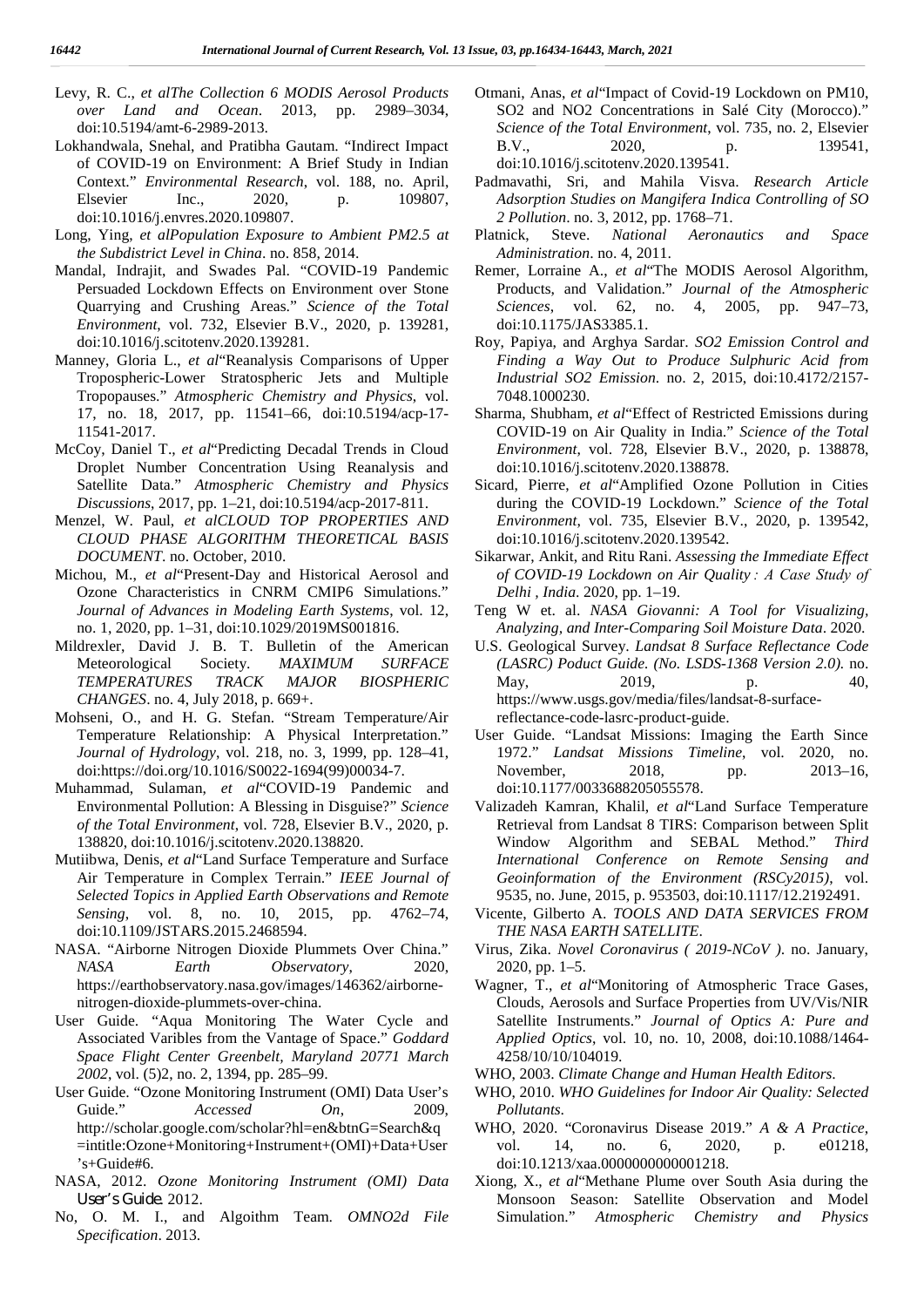Levy, R. C., *et alThe Collection 6 MODIS Aerosol Products over Land and Ocean*. 2013, pp. 2989–3034, doi:10.5194/amt-6-2989-2013.

Lokhandwala, Snehal, and Pratibha Gautam. "Indirect Impact of COVID-19 on Environment: A Brief Study in Indian Context." *Environmental Research*, vol. 188, no. April, Elsevier Inc., 2020, p. 109807, doi:10.1016/j.envres.2020.109807.

Long, Ying, *et alPopulation Exposure to Ambient PM2.5 at the Subdistrict Level in China*. no. 858, 2014.

Mandal, Indrajit, and Swades Pal. "COVID-19 Pandemic Persuaded Lockdown Effects on Environment over Stone Quarrying and Crushing Areas." *Science of the Total Environment*, vol. 732, Elsevier B.V., 2020, p. 139281, doi:10.1016/j.scitotenv.2020.139281.

Manney, Gloria L., *et al*"Reanalysis Comparisons of Upper Tropospheric-Lower Stratospheric Jets and Multiple Tropopauses." *Atmospheric Chemistry and Physics*, vol. 17, no. 18, 2017, pp. 11541–66, doi:10.5194/acp-17-11541-2017.

McCoy, Daniel T., *et al*"Predicting Decadal Trends in Cloud Droplet Number Concentration Using Reanalysis and Satellite Data." *Atmospheric Chemistry and Physics Discussions*, 2017, pp. 1–21, doi:10.5194/acp-2017-811.

Menzel, W. Paul, *et alCLOUD TOP PROPERTIES AND CLOUD PHASE ALGORITHM THEORETICAL BASIS DOCUMENT*. no. October, 2010.

Michou, M., *et al*"Present-Day and Historical Aerosol and Ozone Characteristics in CNRM CMIP6 Simulations." *Journal of Advances in Modeling Earth Systems*, vol. 12, no. 1, 2020, pp. 1–31, doi:10.1029/2019MS001816.

Mildrexler, David J. B. T. Bulletin of the American Meteorological Society. *MAXIMUM SURFACE TEMPERATURES TRACK MAJOR BIOSPHERIC CHANGES*. no. 4, July 2018, p. 669+.

Mohseni, O., and H. G. Stefan. "Stream Temperature/Air Temperature Relationship: A Physical Interpretation." *Journal of Hydrology*, vol. 218, no. 3, 1999, pp. 128–41, doi:https://doi.org/10.1016/S0022-1694(99)00034-7.

Muhammad, Sulaman, *et al*"COVID-19 Pandemic and Environmental Pollution: A Blessing in Disguise?" *Science of the Total Environment*, vol. 728, Elsevier B.V., 2020, p. 138820, doi:10.1016/j.scitotenv.2020.138820.

Mutiibwa, Denis, *et al*"Land Surface Temperature and Surface Air Temperature in Complex Terrain." *IEEE Journal of Selected Topics in Applied Earth Observations and Remote Sensing*, vol. 8, no. 10, 2015, pp. 4762–74, doi:10.1109/JSTARS.2015.2468594.

NASA. "Airborne Nitrogen Dioxide Plummets Over China." *NASA Earth Observatory*, 2020, https://earthobservatory.nasa.gov/images/146362/airborne-nitrogen-dioxide-plummets-over-china.

User Guide. "Aqua Monitoring The Water Cycle and Associated Varibles from the Vantage of Space." *Goddard Space Flight Center Greenbelt, Maryland 20771 March 2002*, vol. (5)2, no. 2, 1394, pp. 285–99.

User Guide. "Ozone Monitoring Instrument (OMI) Data User's Guide." *Accessed On*, 2009, http://scholar.google.com/scholar?hl=en&btnG=Search&q=intitle:Ozone+Monitoring+Instrument+(OMI)+Data+User's+Guide#6.

NASA, 2012. *Ozone Monitoring Instrument (OMI) Data User's Guide*. 2012.

No, O. M. I., and Algoithm Team. *OMNO2d File Specification*. 2013.

Otmani, Anas, *et al*"Impact of Covid-19 Lockdown on PM10, SO2 and NO2 Concentrations in Salé City (Morocco)." *Science of the Total Environment*, vol. 735, no. 2, Elsevier B.V., 2020, p. 139541, doi:10.1016/j.scitotenv.2020.139541.

Padmavathi, Sri, and Mahila Visva. *Research Article Adsorption Studies on Mangifera Indica Controlling of SO 2 Pollution*. no. 3, 2012, pp. 1768–71.

Platnick, Steve. *National Aeronautics and Space Administration*. no. 4, 2011.

Remer, Lorraine A., *et al*"The MODIS Aerosol Algorithm, Products, and Validation." *Journal of the Atmospheric Sciences*, vol. 62, no. 4, 2005, pp. 947–73, doi:10.1175/JAS3385.1.

Roy, Papiya, and Arghya Sardar. *SO2 Emission Control and Finding a Way Out to Produce Sulphuric Acid from Industrial SO2 Emission*. no. 2, 2015, doi:10.4172/2157-7048.1000230.

Sharma, Shubham, *et al*"Effect of Restricted Emissions during COVID-19 on Air Quality in India." *Science of the Total Environment*, vol. 728, Elsevier B.V., 2020, p. 138878, doi:10.1016/j.scitotenv.2020.138878.

Sicard, Pierre, *et al*"Amplified Ozone Pollution in Cities during the COVID-19 Lockdown." *Science of the Total Environment*, vol. 735, Elsevier B.V., 2020, p. 139542, doi:10.1016/j.scitotenv.2020.139542.

Sikarwar, Ankit, and Ritu Rani. *Assessing the Immediate Effect of COVID-19 Lockdown on Air Quality : A Case Study of Delhi , India*. 2020, pp. 1–19.

Teng W et. al. *NASA Giovanni: A Tool for Visualizing, Analyzing, and Inter-Comparing Soil Moisture Data*. 2020.

U.S. Geological Survey. *Landsat 8 Surface Reflectance Code (LASRC) Poduct Guide. (No. LSDS-1368 Version 2.0)*. no. May, 2019, p. 40, https://www.usgs.gov/media/files/landsat-8-surface-reflectance-code-lasrc-product-guide.

User Guide. "Landsat Missions: Imaging the Earth Since 1972." *Landsat Missions Timeline*, vol. 2020, no. November, 2018, pp. 2013–16, doi:10.1177/0033688205055578.

Valizadeh Kamran, Khalil, *et al*"Land Surface Temperature Retrieval from Landsat 8 TIRS: Comparison between Split Window Algorithm and SEBAL Method." *Third International Conference on Remote Sensing and Geoinformation of the Environment (RSCy2015)*, vol. 9535, no. June, 2015, p. 953503, doi:10.1117/12.2192491.

Vicente, Gilberto A. *TOOLS AND DATA SERVICES FROM THE NASA EARTH SATELLITE*.

Virus, Zika. *Novel Coronavirus ( 2019-NCoV )*. no. January, 2020, pp. 1–5.

Wagner, T., *et al*"Monitoring of Atmospheric Trace Gases, Clouds, Aerosols and Surface Properties from UV/Vis/NIR Satellite Instruments." *Journal of Optics A: Pure and Applied Optics*, vol. 10, no. 10, 2008, doi:10.1088/1464-4258/10/10/104019.

WHO, 2003. *Climate Change and Human Health Editors*.

WHO, 2010. *WHO Guidelines for Indoor Air Quality: Selected Pollutants*.

WHO, 2020. "Coronavirus Disease 2019." *A & A Practice*, vol. 14, no. 6, 2020, p. e01218, doi:10.1213/xaa.0000000000001218.

Xiong, X., *et al*"Methane Plume over South Asia during the Monsoon Season: Satellite Observation and Model Simulation." *Atmospheric Chemistry and Physics*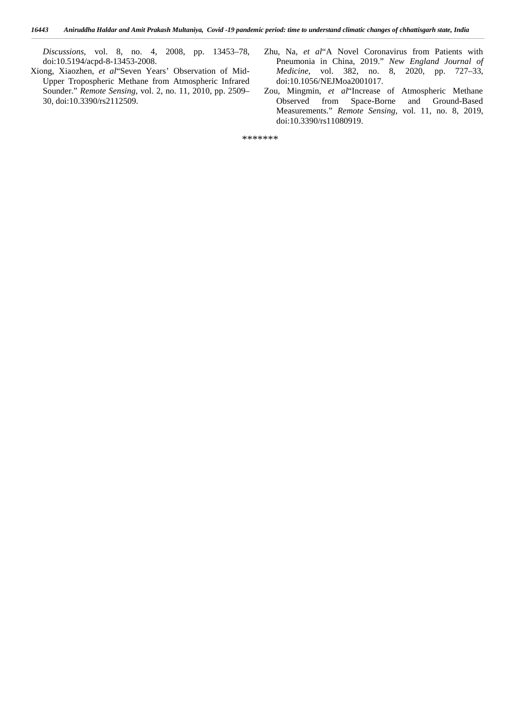*Discussions*, vol. 8, no. 4, 2008, pp. 13453–78, doi:10.5194/acpd-8-13453-2008.

Xiong, Xiaozhen, *et al*"Seven Years' Observation of Mid-Upper Tropospheric Methane from Atmospheric Infrared Sounder." *Remote Sensing*, vol. 2, no. 11, 2010, pp. 2509–30, doi:10.3390/rs2112509.

Zhu, Na, *et al*"A Novel Coronavirus from Patients with Pneumonia in China, 2019." *New England Journal of Medicine*, vol. 382, no. 8, 2020, pp. 727–33, doi:10.1056/NEJMoa2001017.

Zou, Mingmin, *et al*"Increase of Atmospheric Methane Observed from Space-Borne and Ground-Based Measurements." *Remote Sensing*, vol. 11, no. 8, 2019, doi:10.3390/rs11080919.

*******